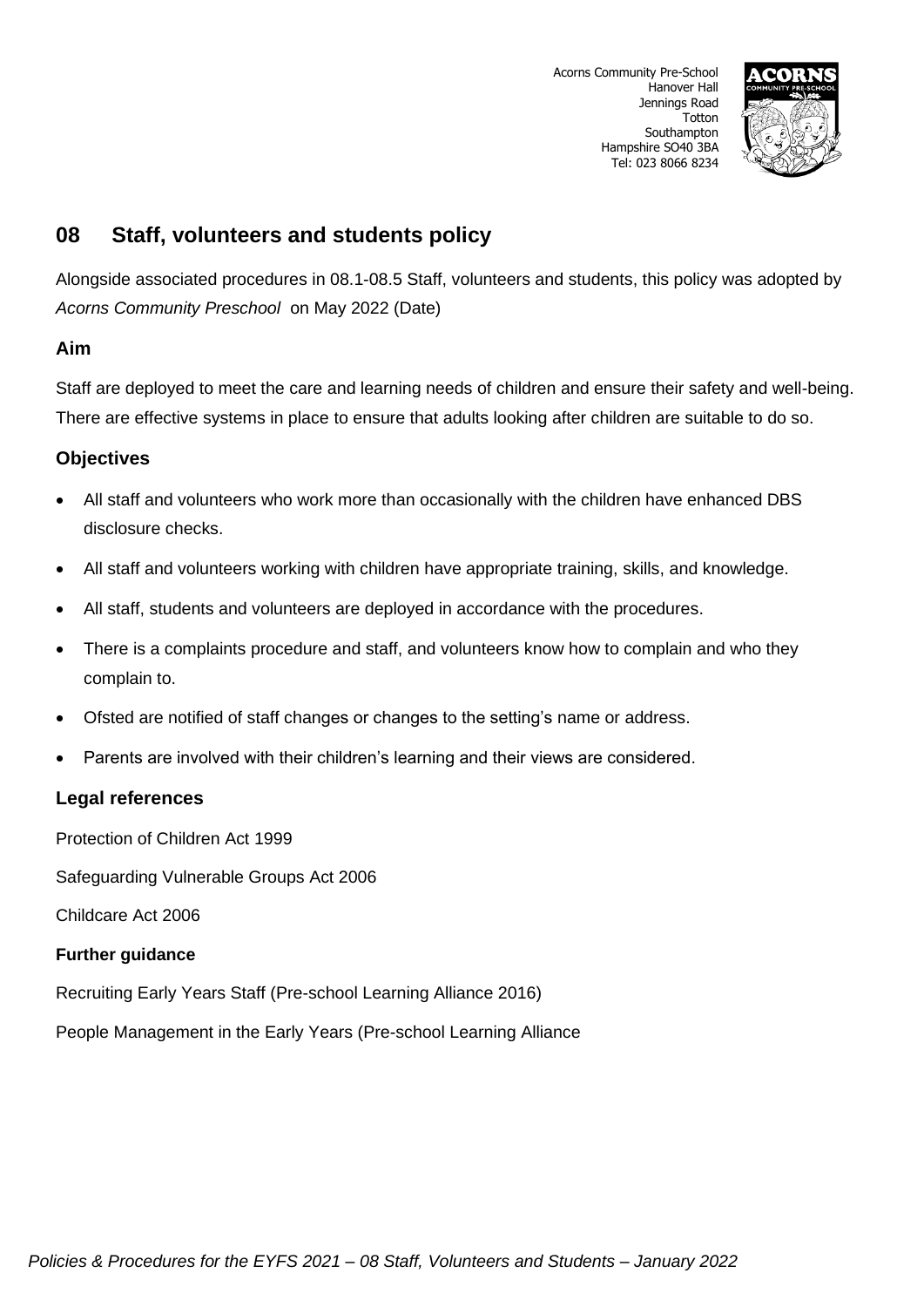Acorns Community Pre-School
Hanover Hall
Jennings Road
Totton
Southampton
Hampshire SO40 3BA
Tel: 023 8066 8234

## 08 Staff, volunteers and students policy

Alongside associated procedures in 08.1-08.5 Staff, volunteers and students, this policy was adopted by *Acorns Community Preschool* on May 2022 (Date)

### Aim

Staff are deployed to meet the care and learning needs of children and ensure their safety and well-being. There are effective systems in place to ensure that adults looking after children are suitable to do so.

### Objectives

- All staff and volunteers who work more than occasionally with the children have enhanced DBS disclosure checks.
- All staff and volunteers working with children have appropriate training, skills, and knowledge.
- All staff, students and volunteers are deployed in accordance with the procedures.
- There is a complaints procedure and staff, and volunteers know how to complain and who they complain to.
- Ofsted are notified of staff changes or changes to the setting's name or address.
- Parents are involved with their children's learning and their views are considered.

### Legal references

Protection of Children Act 1999

Safeguarding Vulnerable Groups Act 2006

Childcare Act 2006

#### Further guidance

Recruiting Early Years Staff (Pre-school Learning Alliance 2016)

People Management in the Early Years (Pre-school Learning Alliance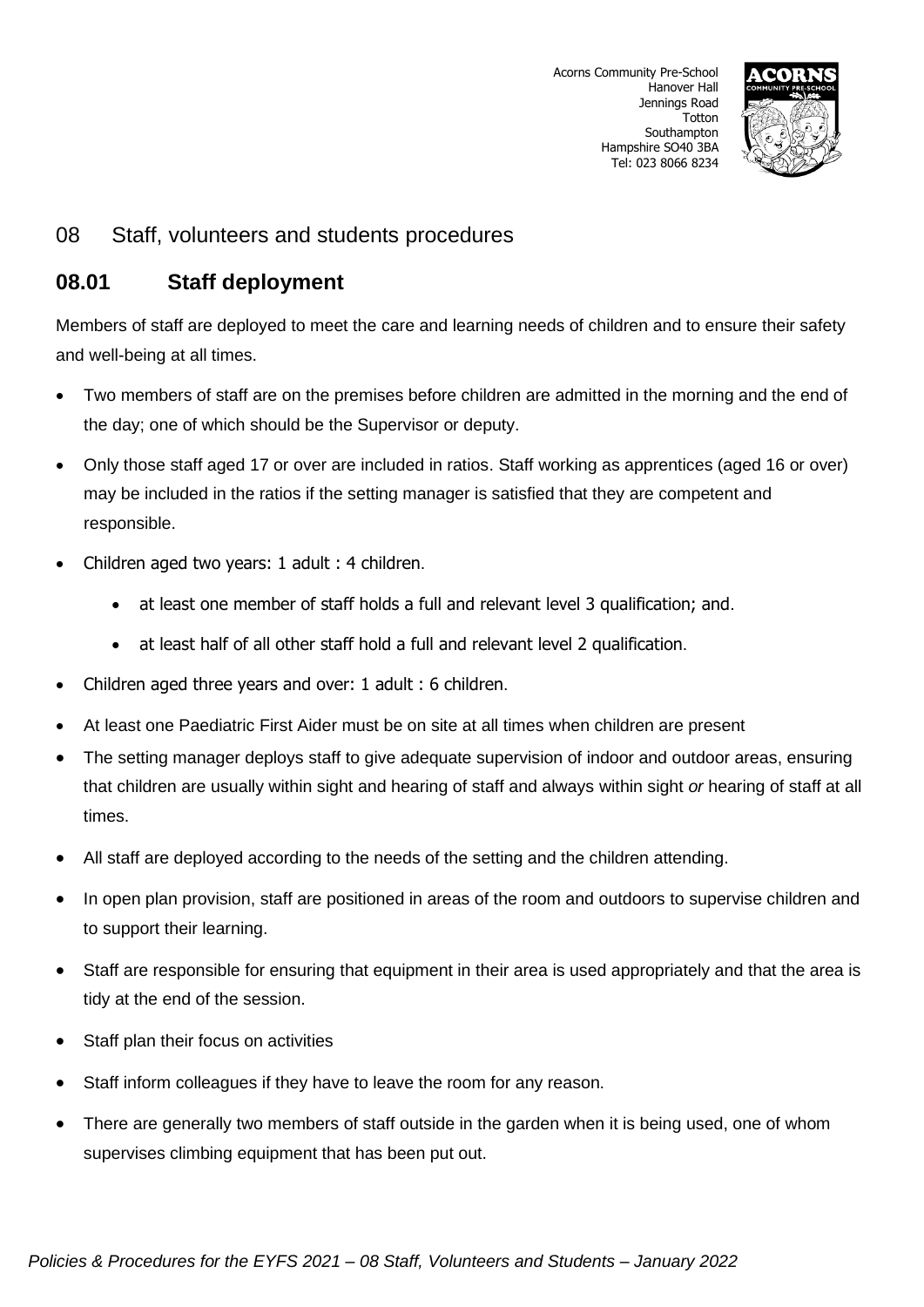Acorns Community Pre-School
Hanover Hall
Jennings Road
Totton
Southampton
Hampshire SO40 3BA
Tel: 023 8066 8234

# 08 Staff, volunteers and students procedures

## 08.01 Staff deployment

Members of staff are deployed to meet the care and learning needs of children and to ensure their safety and well-being at all times.

- Two members of staff are on the premises before children are admitted in the morning and the end of the day; one of which should be the Supervisor or deputy.
- Only those staff aged 17 or over are included in ratios. Staff working as apprentices (aged 16 or over) may be included in the ratios if the setting manager is satisfied that they are competent and responsible.
- Children aged two years: 1 adult : 4 children.
    - at least one member of staff holds a full and relevant level 3 qualification; and.
    - at least half of all other staff hold a full and relevant level 2 qualification.
- Children aged three years and over: 1 adult : 6 children.
- At least one Paediatric First Aider must be on site at all times when children are present
- The setting manager deploys staff to give adequate supervision of indoor and outdoor areas, ensuring that children are usually within sight and hearing of staff and always within sight *or* hearing of staff at all times.
- All staff are deployed according to the needs of the setting and the children attending.
- In open plan provision, staff are positioned in areas of the room and outdoors to supervise children and to support their learning.
- Staff are responsible for ensuring that equipment in their area is used appropriately and that the area is tidy at the end of the session.
- Staff plan their focus on activities
- Staff inform colleagues if they have to leave the room for any reason.
- There are generally two members of staff outside in the garden when it is being used, one of whom supervises climbing equipment that has been put out.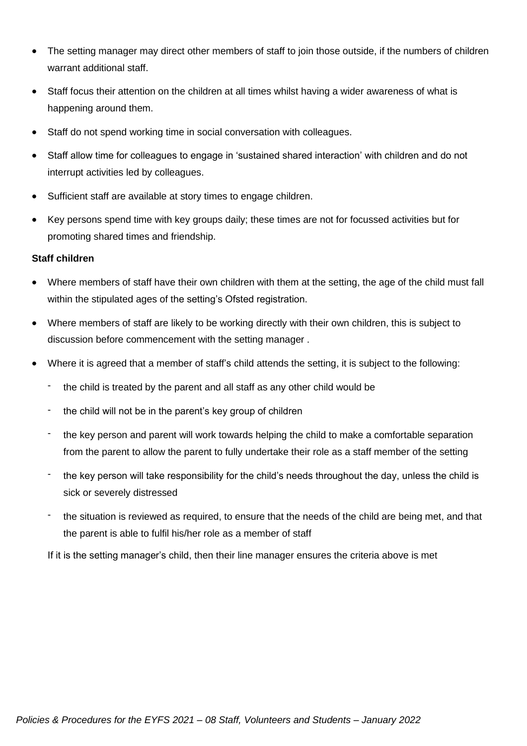- The setting manager may direct other members of staff to join those outside, if the numbers of children warrant additional staff.
- Staff focus their attention on the children at all times whilst having a wider awareness of what is happening around them.
- Staff do not spend working time in social conversation with colleagues.
- Staff allow time for colleagues to engage in 'sustained shared interaction' with children and do not interrupt activities led by colleagues.
- Sufficient staff are available at story times to engage children.
- Key persons spend time with key groups daily; these times are not for focussed activities but for promoting shared times and friendship.

**Staff children**

- Where members of staff have their own children with them at the setting, the age of the child must fall within the stipulated ages of the setting's Ofsted registration.
- Where members of staff are likely to be working directly with their own children, this is subject to discussion before commencement with the setting manager .
- Where it is agreed that a member of staff's child attends the setting, it is subject to the following:
  - the child is treated by the parent and all staff as any other child would be
  - the child will not be in the parent's key group of children
  - the key person and parent will work towards helping the child to make a comfortable separation from the parent to allow the parent to fully undertake their role as a staff member of the setting
  - the key person will take responsibility for the child's needs throughout the day, unless the child is sick or severely distressed
  - the situation is reviewed as required, to ensure that the needs of the child are being met, and that the parent is able to fulfil his/her role as a member of staff

  If it is the setting manager's child, then their line manager ensures the criteria above is met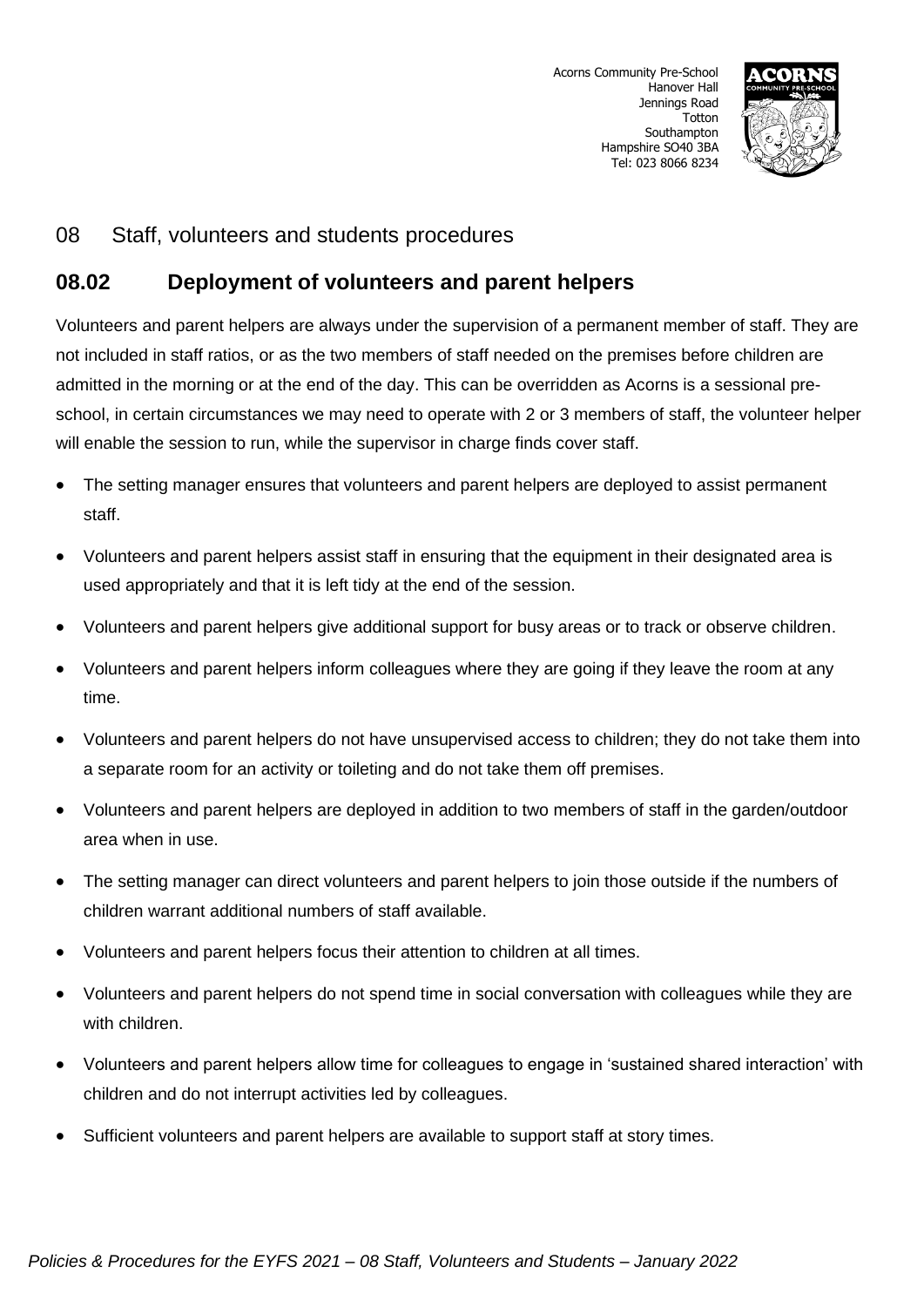Acorns Community Pre-School
Hanover Hall
Jennings Road
Totton
Southampton
Hampshire SO40 3BA
Tel: 023 8066 8234

## 08 Staff, volunteers and students procedures

## 08.02 Deployment of volunteers and parent helpers

Volunteers and parent helpers are always under the supervision of a permanent member of staff. They are not included in staff ratios, or as the two members of staff needed on the premises before children are admitted in the morning or at the end of the day. This can be overridden as Acorns is a sessional pre-school, in certain circumstances we may need to operate with 2 or 3 members of staff, the volunteer helper will enable the session to run, while the supervisor in charge finds cover staff.

- The setting manager ensures that volunteers and parent helpers are deployed to assist permanent staff.
- Volunteers and parent helpers assist staff in ensuring that the equipment in their designated area is used appropriately and that it is left tidy at the end of the session.
- Volunteers and parent helpers give additional support for busy areas or to track or observe children.
- Volunteers and parent helpers inform colleagues where they are going if they leave the room at any time.
- Volunteers and parent helpers do not have unsupervised access to children; they do not take them into a separate room for an activity or toileting and do not take them off premises.
- Volunteers and parent helpers are deployed in addition to two members of staff in the garden/outdoor area when in use.
- The setting manager can direct volunteers and parent helpers to join those outside if the numbers of children warrant additional numbers of staff available.
- Volunteers and parent helpers focus their attention to children at all times.
- Volunteers and parent helpers do not spend time in social conversation with colleagues while they are with children.
- Volunteers and parent helpers allow time for colleagues to engage in 'sustained shared interaction' with children and do not interrupt activities led by colleagues.
- Sufficient volunteers and parent helpers are available to support staff at story times.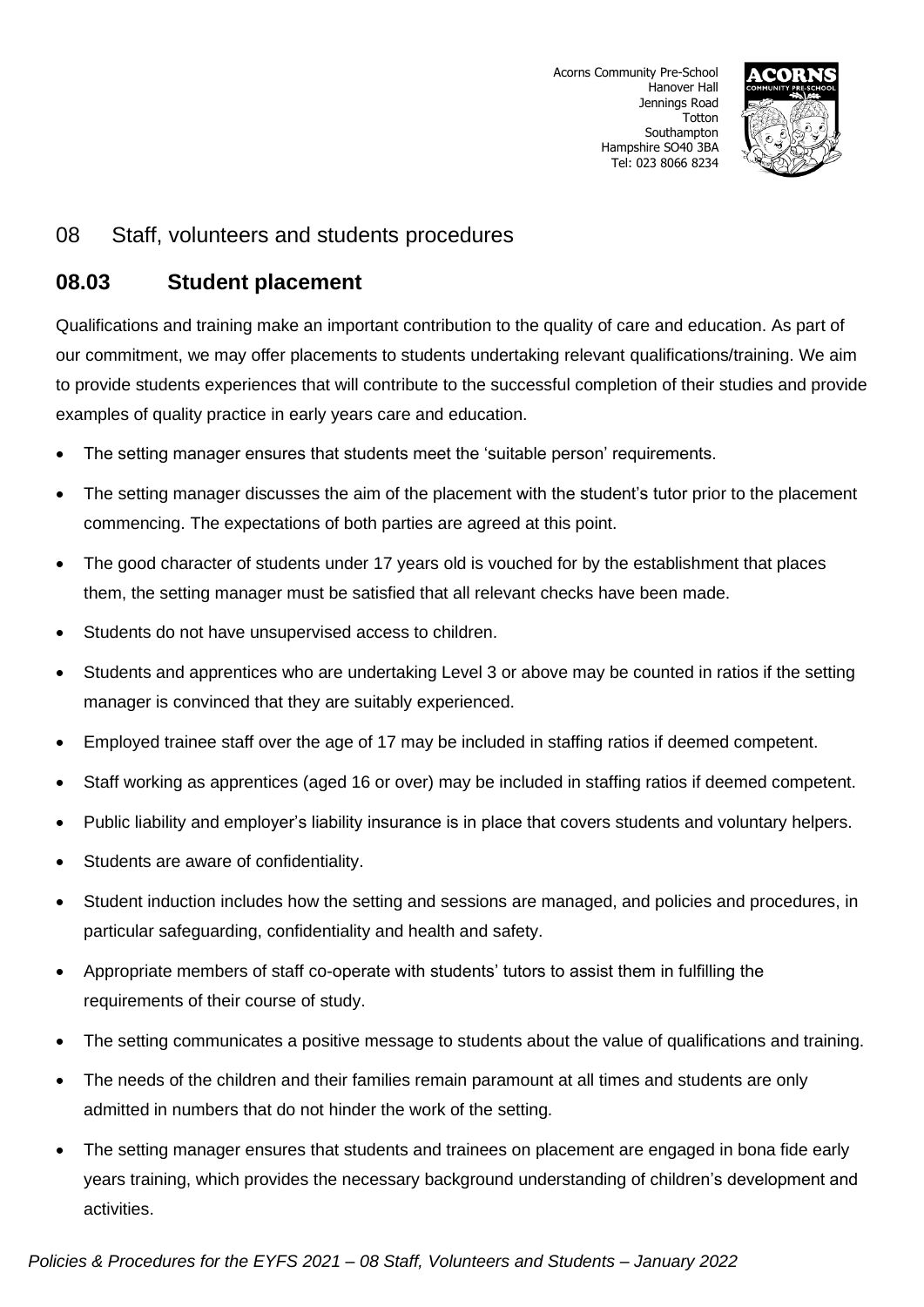# 08 Staff, volunteers and students procedures

## 08.03 Student placement

Qualifications and training make an important contribution to the quality of care and education. As part of our commitment, we may offer placements to students undertaking relevant qualifications/training. We aim to provide students experiences that will contribute to the successful completion of their studies and provide examples of quality practice in early years care and education.

- The setting manager ensures that students meet the 'suitable person' requirements.
- The setting manager discusses the aim of the placement with the student's tutor prior to the placement commencing. The expectations of both parties are agreed at this point.
- The good character of students under 17 years old is vouched for by the establishment that places them, the setting manager must be satisfied that all relevant checks have been made.
- Students do not have unsupervised access to children.
- Students and apprentices who are undertaking Level 3 or above may be counted in ratios if the setting manager is convinced that they are suitably experienced.
- Employed trainee staff over the age of 17 may be included in staffing ratios if deemed competent.
- Staff working as apprentices (aged 16 or over) may be included in staffing ratios if deemed competent.
- Public liability and employer's liability insurance is in place that covers students and voluntary helpers.
- Students are aware of confidentiality.
- Student induction includes how the setting and sessions are managed, and policies and procedures, in particular safeguarding, confidentiality and health and safety.
- Appropriate members of staff co-operate with students' tutors to assist them in fulfilling the requirements of their course of study.
- The setting communicates a positive message to students about the value of qualifications and training.
- The needs of the children and their families remain paramount at all times and students are only admitted in numbers that do not hinder the work of the setting.
- The setting manager ensures that students and trainees on placement are engaged in bona fide early years training, which provides the necessary background understanding of children's development and activities.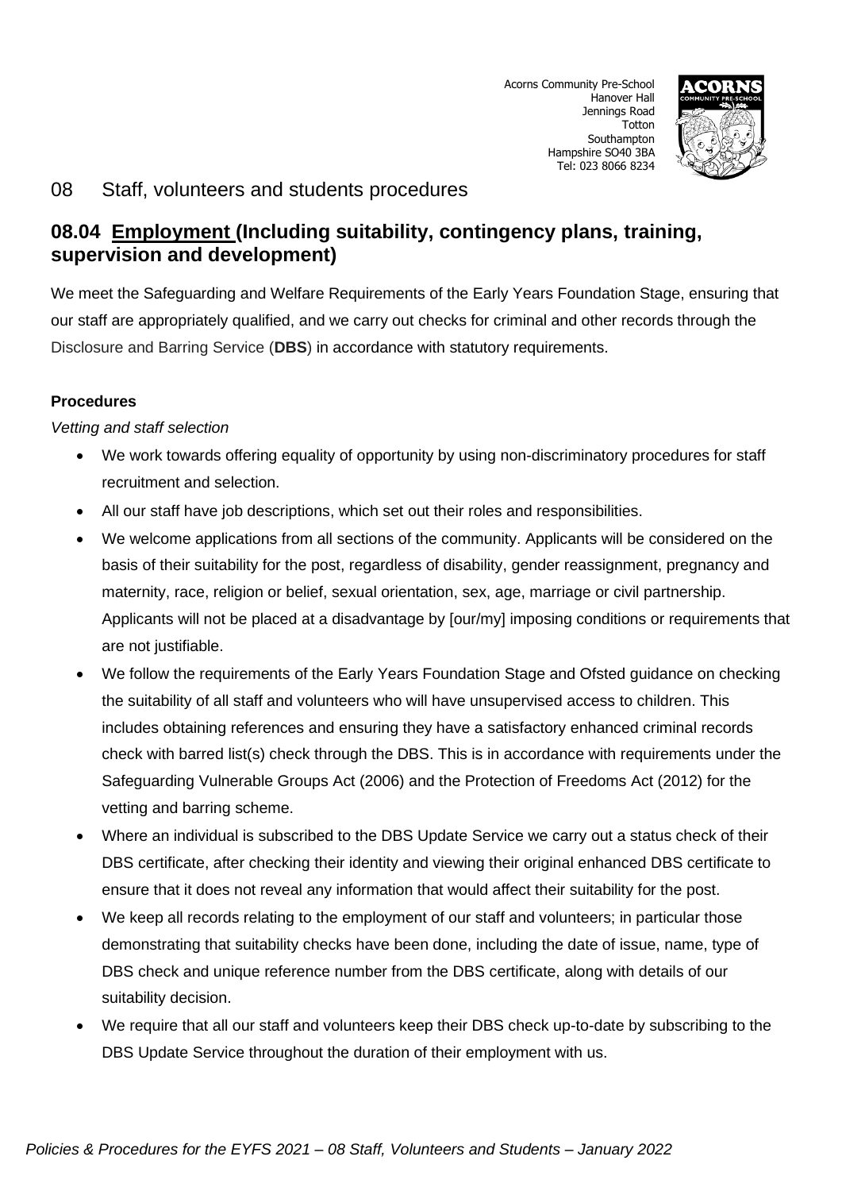Acorns Community Pre-School
Hanover Hall
Jennings Road
Totton
Southampton
Hampshire SO40 3BA
Tel: 023 8066 8234

## 08 Staff, volunteers and students procedures

## 08.04 Employment (Including suitability, contingency plans, training, supervision and development)

We meet the Safeguarding and Welfare Requirements of the Early Years Foundation Stage, ensuring that our staff are appropriately qualified, and we carry out checks for criminal and other records through the Disclosure and Barring Service (**DBS**) in accordance with statutory requirements.

**Procedures**

*Vetting and staff selection*

- We work towards offering equality of opportunity by using non-discriminatory procedures for staff recruitment and selection.
- All our staff have job descriptions, which set out their roles and responsibilities.
- We welcome applications from all sections of the community. Applicants will be considered on the basis of their suitability for the post, regardless of disability, gender reassignment, pregnancy and maternity, race, religion or belief, sexual orientation, sex, age, marriage or civil partnership. Applicants will not be placed at a disadvantage by [our/my] imposing conditions or requirements that are not justifiable.
- We follow the requirements of the Early Years Foundation Stage and Ofsted guidance on checking the suitability of all staff and volunteers who will have unsupervised access to children. This includes obtaining references and ensuring they have a satisfactory enhanced criminal records check with barred list(s) check through the DBS. This is in accordance with requirements under the Safeguarding Vulnerable Groups Act (2006) and the Protection of Freedoms Act (2012) for the vetting and barring scheme.
- Where an individual is subscribed to the DBS Update Service we carry out a status check of their DBS certificate, after checking their identity and viewing their original enhanced DBS certificate to ensure that it does not reveal any information that would affect their suitability for the post.
- We keep all records relating to the employment of our staff and volunteers; in particular those demonstrating that suitability checks have been done, including the date of issue, name, type of DBS check and unique reference number from the DBS certificate, along with details of our suitability decision.
- We require that all our staff and volunteers keep their DBS check up-to-date by subscribing to the DBS Update Service throughout the duration of their employment with us.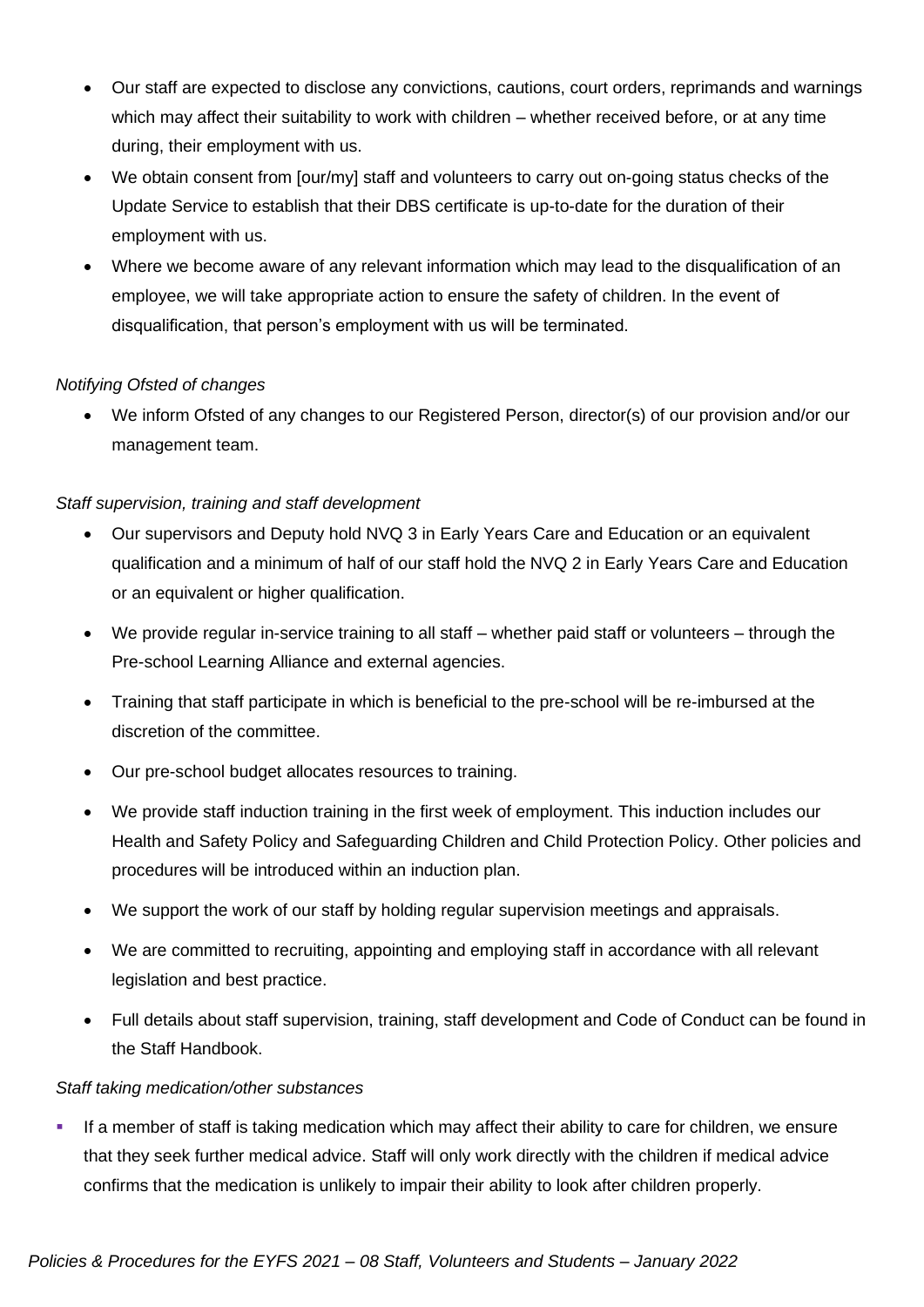- Our staff are expected to disclose any convictions, cautions, court orders, reprimands and warnings which may affect their suitability to work with children – whether received before, or at any time during, their employment with us.
- We obtain consent from [our/my] staff and volunteers to carry out on-going status checks of the Update Service to establish that their DBS certificate is up-to-date for the duration of their employment with us.
- Where we become aware of any relevant information which may lead to the disqualification of an employee, we will take appropriate action to ensure the safety of children. In the event of disqualification, that person's employment with us will be terminated.

*Notifying Ofsted of changes*

- We inform Ofsted of any changes to our Registered Person, director(s) of our provision and/or our management team.

*Staff supervision, training and staff development*

- Our supervisors and Deputy hold NVQ 3 in Early Years Care and Education or an equivalent qualification and a minimum of half of our staff hold the NVQ 2 in Early Years Care and Education or an equivalent or higher qualification.
- We provide regular in-service training to all staff – whether paid staff or volunteers – through the Pre-school Learning Alliance and external agencies.
- Training that staff participate in which is beneficial to the pre-school will be re-imbursed at the discretion of the committee.
- Our pre-school budget allocates resources to training.
- We provide staff induction training in the first week of employment. This induction includes our Health and Safety Policy and Safeguarding Children and Child Protection Policy. Other policies and procedures will be introduced within an induction plan.
- We support the work of our staff by holding regular supervision meetings and appraisals.
- We are committed to recruiting, appointing and employing staff in accordance with all relevant legislation and best practice.
- Full details about staff supervision, training, staff development and Code of Conduct can be found in the Staff Handbook.

*Staff taking medication/other substances*

- If a member of staff is taking medication which may affect their ability to care for children, we ensure that they seek further medical advice. Staff will only work directly with the children if medical advice confirms that the medication is unlikely to impair their ability to look after children properly.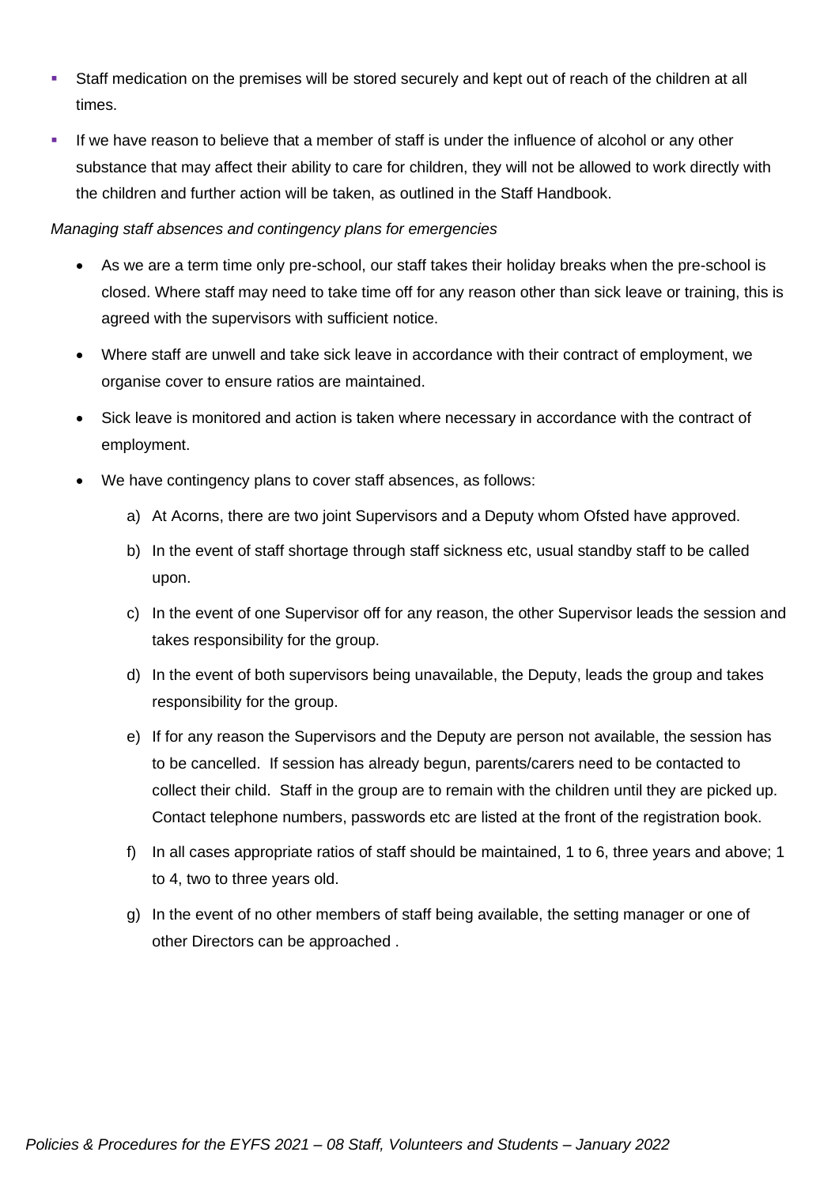- Staff medication on the premises will be stored securely and kept out of reach of the children at all times.
- If we have reason to believe that a member of staff is under the influence of alcohol or any other substance that may affect their ability to care for children, they will not be allowed to work directly with the children and further action will be taken, as outlined in the Staff Handbook.

*Managing staff absences and contingency plans for emergencies*

- As we are a term time only pre-school, our staff takes their holiday breaks when the pre-school is closed. Where staff may need to take time off for any reason other than sick leave or training, this is agreed with the supervisors with sufficient notice.
- Where staff are unwell and take sick leave in accordance with their contract of employment, we organise cover to ensure ratios are maintained.
- Sick leave is monitored and action is taken where necessary in accordance with the contract of employment.
- We have contingency plans to cover staff absences, as follows:
  a) At Acorns, there are two joint Supervisors and a Deputy whom Ofsted have approved.
  b) In the event of staff shortage through staff sickness etc, usual standby staff to be called upon.
  c) In the event of one Supervisor off for any reason, the other Supervisor leads the session and takes responsibility for the group.
  d) In the event of both supervisors being unavailable, the Deputy, leads the group and takes responsibility for the group.
  e) If for any reason the Supervisors and the Deputy are person not available, the session has to be cancelled. If session has already begun, parents/carers need to be contacted to collect their child. Staff in the group are to remain with the children until they are picked up. Contact telephone numbers, passwords etc are listed at the front of the registration book.
  f) In all cases appropriate ratios of staff should be maintained, 1 to 6, three years and above; 1 to 4, two to three years old.
  g) In the event of no other members of staff being available, the setting manager or one of other Directors can be approached .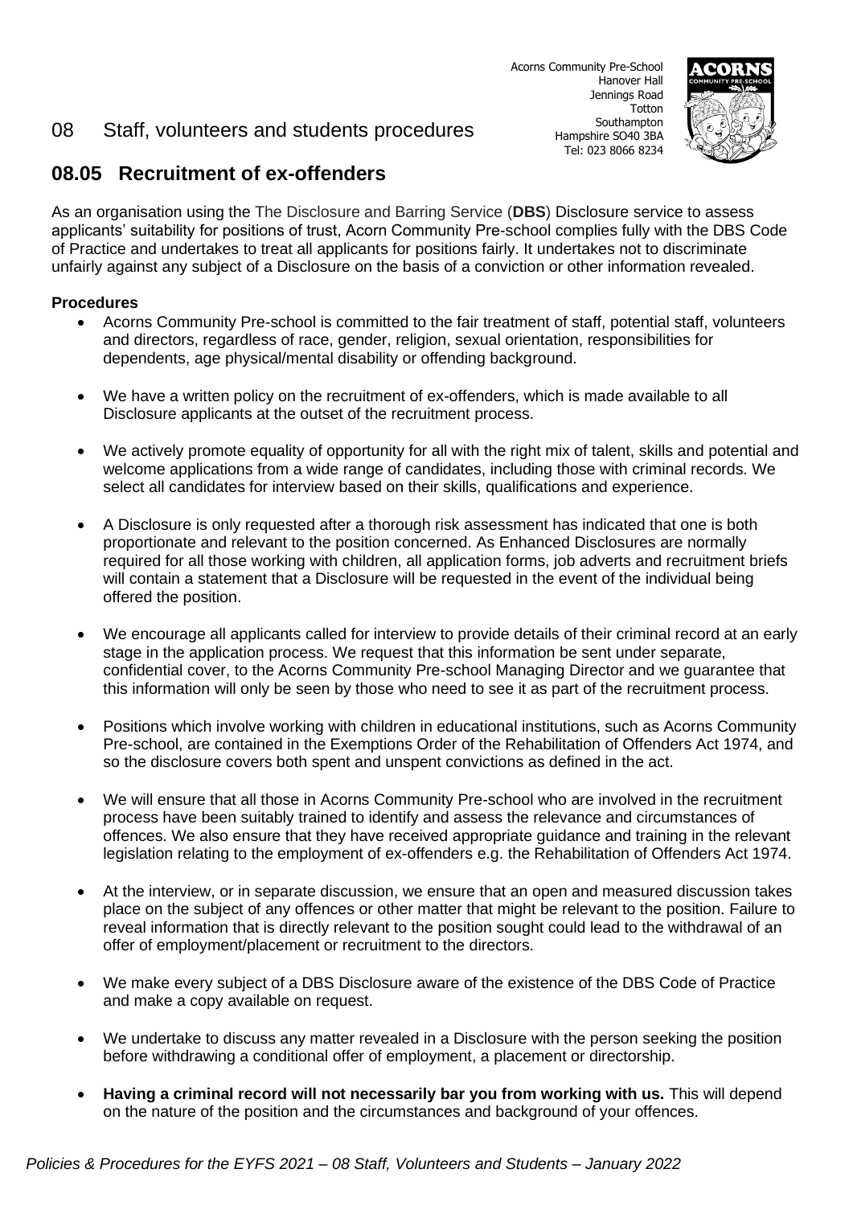Acorns Community Pre-School
Hanover Hall
Jennings Road
Totton
Southampton
Hampshire SO40 3BA
Tel: 023 8066 8234

# 08 Staff, volunteers and students procedures

## 08.05 Recruitment of ex-offenders

As an organisation using the The Disclosure and Barring Service (**DBS**) Disclosure service to assess applicants' suitability for positions of trust, Acorn Community Pre-school complies fully with the DBS Code of Practice and undertakes to treat all applicants for positions fairly. It undertakes not to discriminate unfairly against any subject of a Disclosure on the basis of a conviction or other information revealed.

**Procedures**

- Acorns Community Pre-school is committed to the fair treatment of staff, potential staff, volunteers and directors, regardless of race, gender, religion, sexual orientation, responsibilities for dependents, age physical/mental disability or offending background.
- We have a written policy on the recruitment of ex-offenders, which is made available to all Disclosure applicants at the outset of the recruitment process.
- We actively promote equality of opportunity for all with the right mix of talent, skills and potential and welcome applications from a wide range of candidates, including those with criminal records. We select all candidates for interview based on their skills, qualifications and experience.
- A Disclosure is only requested after a thorough risk assessment has indicated that one is both proportionate and relevant to the position concerned. As Enhanced Disclosures are normally required for all those working with children, all application forms, job adverts and recruitment briefs will contain a statement that a Disclosure will be requested in the event of the individual being offered the position.
- We encourage all applicants called for interview to provide details of their criminal record at an early stage in the application process. We request that this information be sent under separate, confidential cover, to the Acorns Community Pre-school Managing Director and we guarantee that this information will only be seen by those who need to see it as part of the recruitment process.
- Positions which involve working with children in educational institutions, such as Acorns Community Pre-school, are contained in the Exemptions Order of the Rehabilitation of Offenders Act 1974, and so the disclosure covers both spent and unspent convictions as defined in the act.
- We will ensure that all those in Acorns Community Pre-school who are involved in the recruitment process have been suitably trained to identify and assess the relevance and circumstances of offences. We also ensure that they have received appropriate guidance and training in the relevant legislation relating to the employment of ex-offenders e.g. the Rehabilitation of Offenders Act 1974.
- At the interview, or in separate discussion, we ensure that an open and measured discussion takes place on the subject of any offences or other matter that might be relevant to the position. Failure to reveal information that is directly relevant to the position sought could lead to the withdrawal of an offer of employment/placement or recruitment to the directors.
- We make every subject of a DBS Disclosure aware of the existence of the DBS Code of Practice and make a copy available on request.
- We undertake to discuss any matter revealed in a Disclosure with the person seeking the position before withdrawing a conditional offer of employment, a placement or directorship.
- **Having a criminal record will not necessarily bar you from working with us.** This will depend on the nature of the position and the circumstances and background of your offences.